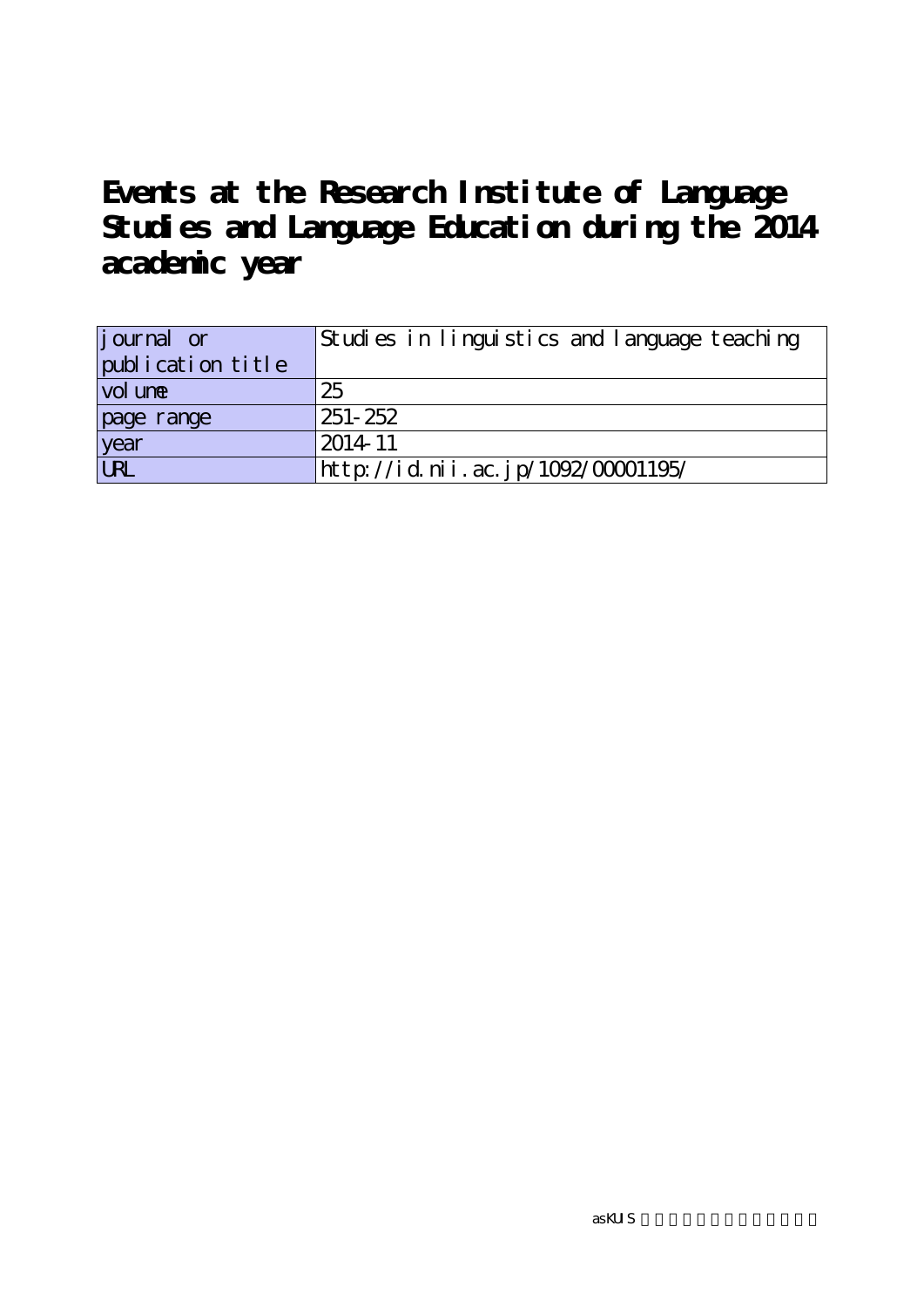# Events at the Research Institute of Language Studies and Language Education during the 2014 academic year

| journal or publication title | Studies in linguistics and language teaching |
| --- | --- |
| volume | 25 |
| page range | 251-252 |
| year | 2014-11 |
| URL | http://id.nii.ac.jp/1092/00001195/ |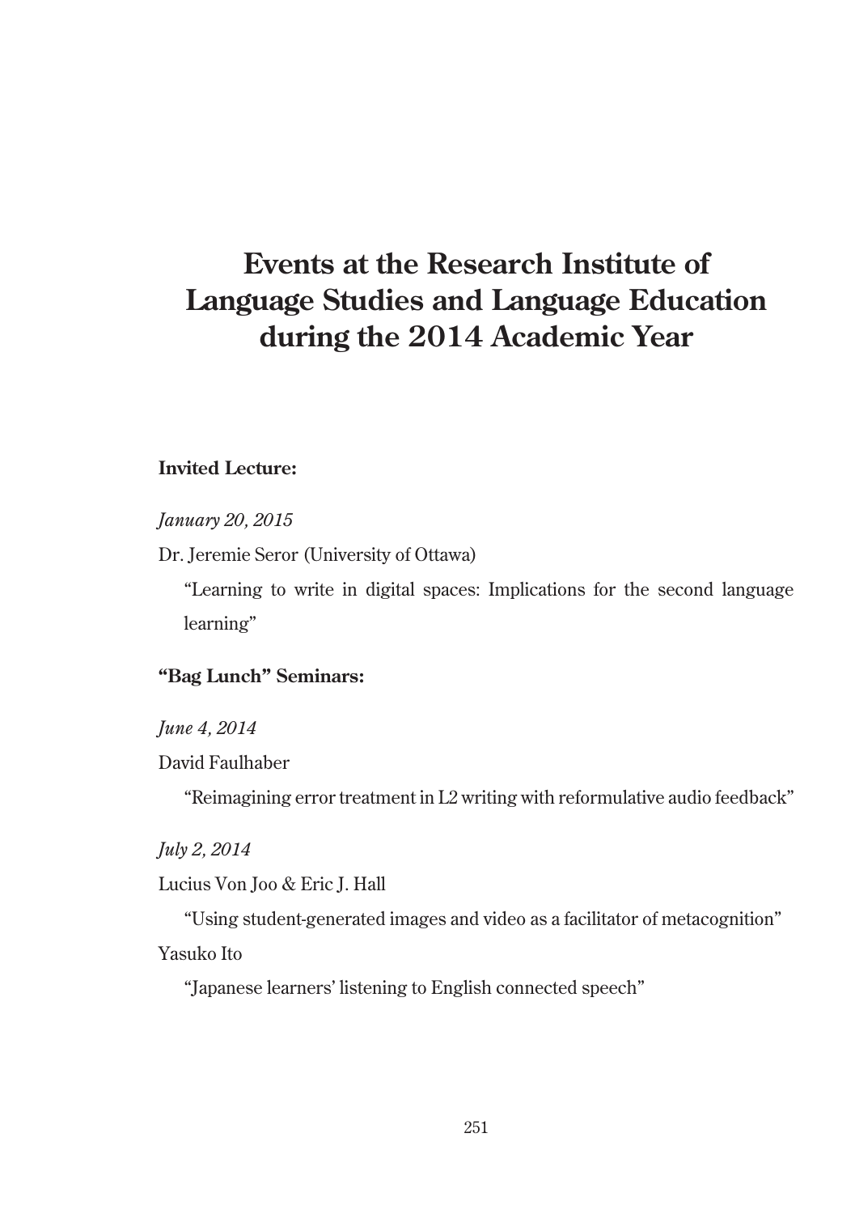# Events at the Research Institute of Language Studies and Language Education during the 2014 Academic Year

**Invited Lecture:**

*January 20, 2015*

Dr. Jeremie Seror (University of Ottawa)

“Learning to write in digital spaces: Implications for the second language learning”

**“Bag Lunch” Seminars:**

*June 4, 2014*

David Faulhaber

“Reimagining error treatment in L2 writing with reformulative audio feedback”

*July 2, 2014*

Lucius Von Joo & Eric J. Hall

“Using student-generated images and video as a facilitator of metacognition”

Yasuko Ito

“Japanese learners’ listening to English connected speech”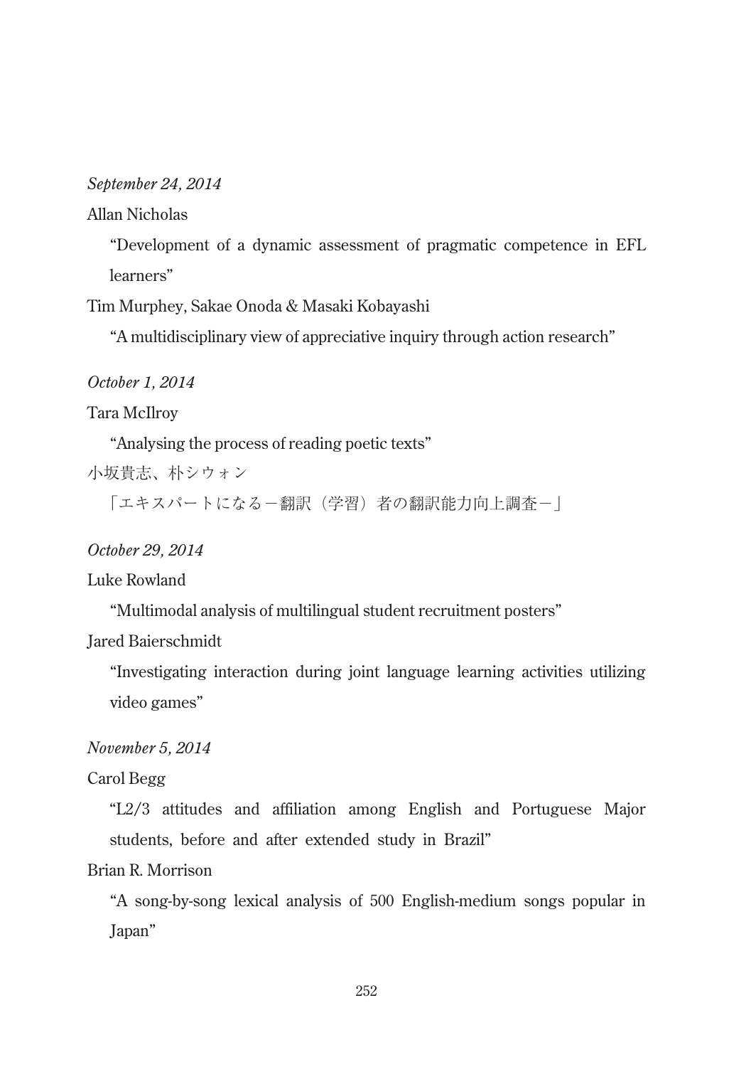*September 24, 2014*

Allan Nicholas

"Development of a dynamic assessment of pragmatic competence in EFL learners"

Tim Murphey, Sakae Onoda & Masaki Kobayashi

"A multidisciplinary view of appreciative inquiry through action research"

*October 1, 2014*

Tara McIlroy

"Analysing the process of reading poetic texts"

小坂貴志、朴シウォン

「エキスパートになる－翻訳（学習）者の翻訳能力向上調査－」

*October 29, 2014*

Luke Rowland

"Multimodal analysis of multilingual student recruitment posters"

Jared Baierschmidt

"Investigating interaction during joint language learning activities utilizing video games"

*November 5, 2014*

Carol Begg

"L2/3 attitudes and affiliation among English and Portuguese Major students, before and after extended study in Brazil"

Brian R. Morrison

"A song-by-song lexical analysis of 500 English-medium songs popular in Japan"